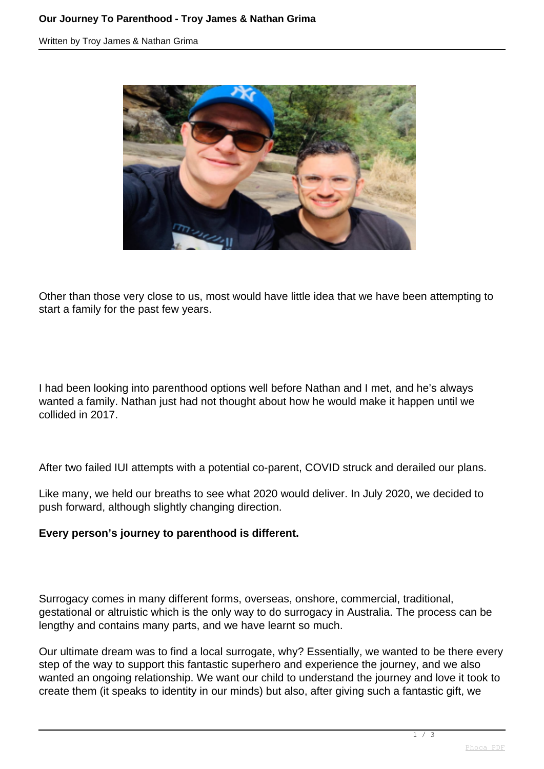Other than those very close to us, most would have little idea that we have been attempting to start a family for the past few years.

I had been looking into parenthood options well before Nathan and I met, and he's always wanted a family. Nathan just had not thought about how he would make it happen until we collided in 2017.

After two failed IUI attempts with a potential co-parent, COVID struck and derailed our plans.

Like many, we held our breaths to see what 2020 would deliver. In July 2020, we decided to push forward, although slightly changing direction.

**Every person's journey to parenthood is different.**

Surrogacy comes in many different forms, overseas, onshore, commercial, traditional, gestational or altruistic which is the only way to do surrogacy in Australia. The process can be lengthy and contains many parts, and we have learnt so much.

Our ultimate dream was to find a local surrogate, why? Essentially, we wanted to be there every step of the way to support this fantastic superhero and experience the journey, and we also wanted an ongoing relationship. We want our child to understand the journey and love it took to create them (it speaks to identity in our minds) but also, after giving such a fantastic gift, we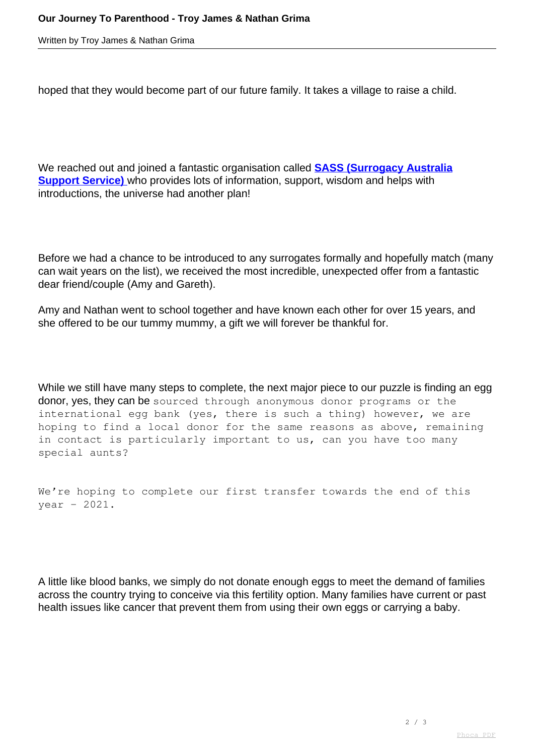hoped that they would become part of our future family. It takes a village to raise a child.

We reached out and joined a fantastic organisation called **SASS (Surrogacy Australia Support Service)** who provides lots of information, support, wisdom and helps with introductions, the universe had another plan!

Before we had a chance to be introduced to any surrogates formally and hopefully match (many can wait years on the list), we received the most incredible, unexpected offer from a fantastic dear friend/couple (Amy and Gareth).

Amy and Nathan went to school together and have known each other for over 15 years, and she offered to be our tummy mummy, a gift we will forever be thankful for.

While we still have many steps to complete, the next major piece to our puzzle is finding an egg donor, yes, they can be sourced through anonymous donor programs or the international egg bank (yes, there is such a thing) however, we are hoping to find a local donor for the same reasons as above, remaining in contact is particularly important to us, can you have too many special aunts?

We're hoping to complete our first transfer towards the end of this year - 2021.

A little like blood banks, we simply do not donate enough eggs to meet the demand of families across the country trying to conceive via this fertility option. Many families have current or past health issues like cancer that prevent them from using their own eggs or carrying a baby.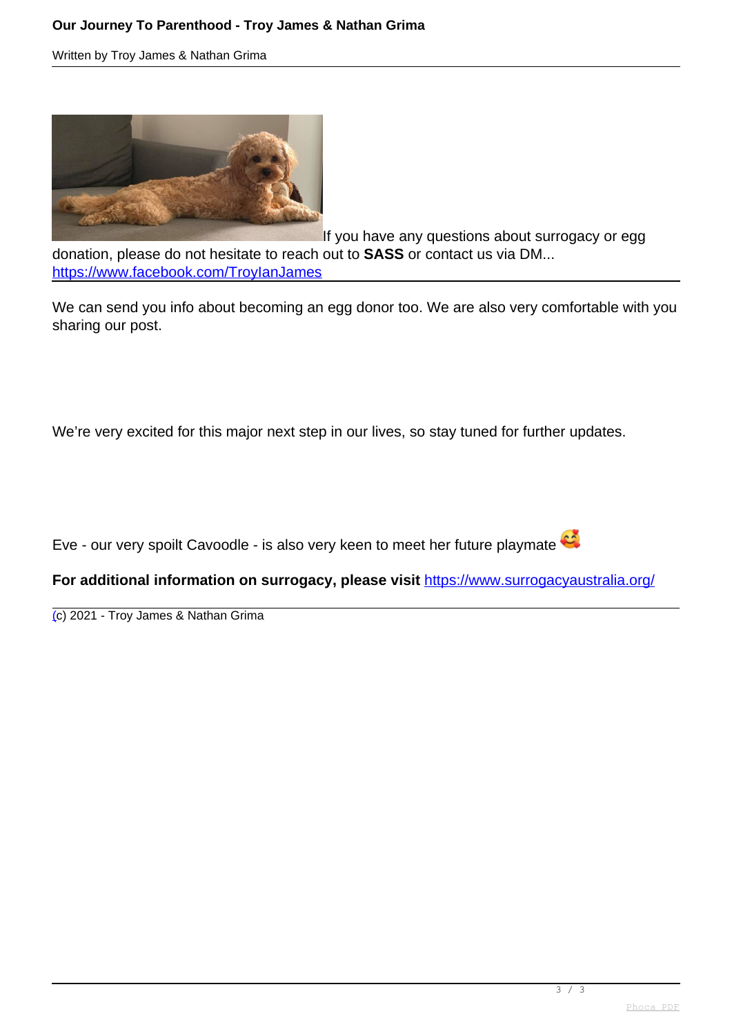If you have any questions about surrogacy or egg donation, please do not hesitate to reach out to **SASS** or contact us via DM... https://www.facebook.com/TroyIanJames

We can send you info about becoming an egg donor too. We are also very comfortable with you sharing our post.

We're very excited for this major next step in our lives, so stay tuned for further updates.

Eve - our very spoilt Cavoodle - is also very keen to meet her future playmate 🥰

**For additional information on surrogacy, please visit** https://www.surrogacyaustralia.org/

(c) 2021 - Troy James & Nathan Grima